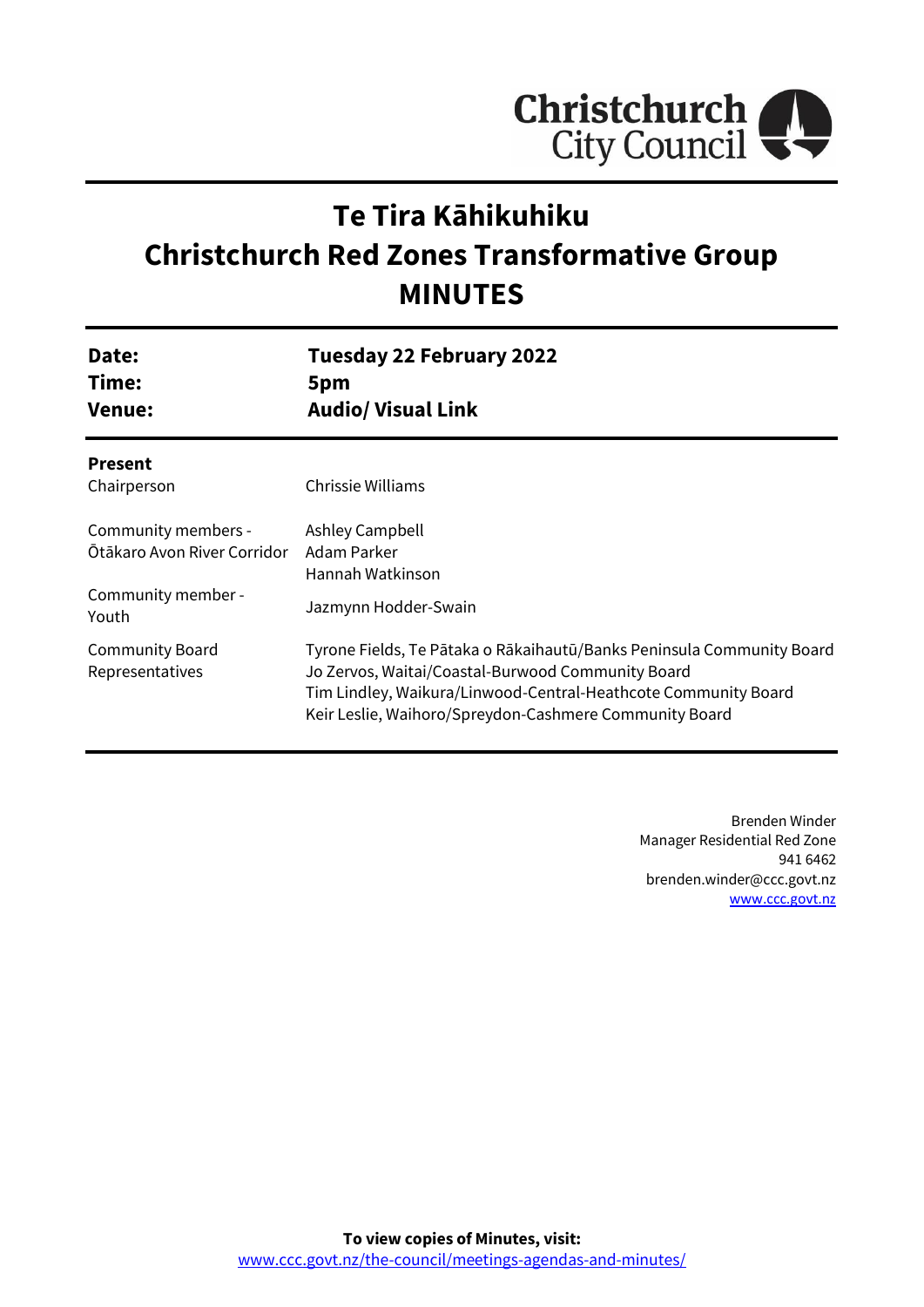Christchurch City Council

# Te Tira Kāhikuhiku
# Christchurch Red Zones Transformative Group
# MINUTES

| | |
|---|---|
| **Date:** | **Tuesday 22 February 2022** |
| **Time:** | **5pm** |
| **Venue:** | **Audio/ Visual Link** |

**Present**

| | |
|---|---|
| Chairperson | Chrissie Williams |
| Community members - Ōtākaro Avon River Corridor | Ashley Campbell<br>Adam Parker<br>Hannah Watkinson |
| Community member - Youth | Jazmynn Hodder-Swain |
| Community Board Representatives | Tyrone Fields, Te Pātaka o Rākaihautū/Banks Peninsula Community Board<br>Jo Zervos, Waitai/Coastal-Burwood Community Board<br>Tim Lindley, Waikura/Linwood-Central-Heathcote Community Board<br>Keir Leslie, Waihoro/Spreydon-Cashmere Community Board |

Brenden Winder
Manager Residential Red Zone
941 6462
brenden.winder@ccc.govt.nz
www.ccc.govt.nz

**To view copies of Minutes, visit:**
www.ccc.govt.nz/the-council/meetings-agendas-and-minutes/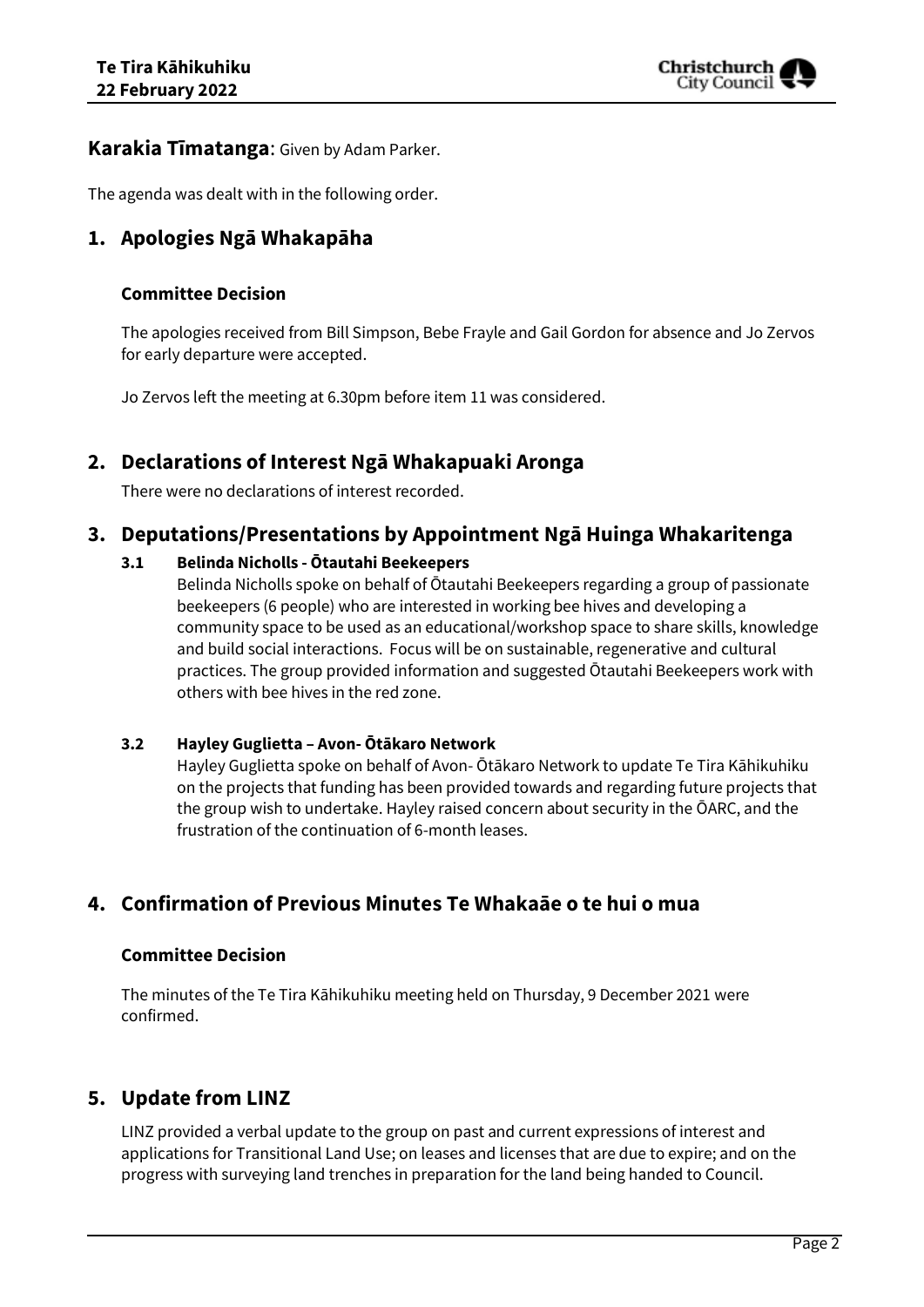**Karakia Tīmatanga**: Given by Adam Parker.

The agenda was dealt with in the following order.

## 1. Apologies Ngā Whakapāha

### Committee Decision

The apologies received from Bill Simpson, Bebe Frayle and Gail Gordon for absence and Jo Zervos for early departure were accepted.

Jo Zervos left the meeting at 6.30pm before item 11 was considered.

## 2. Declarations of Interest Ngā Whakapuaki Aronga

There were no declarations of interest recorded.

## 3. Deputations/Presentations by Appointment Ngā Huinga Whakaritenga

### 3.1 Belinda Nicholls - Ōtautahi Beekeepers

Belinda Nicholls spoke on behalf of Ōtautahi Beekeepers regarding a group of passionate beekeepers (6 people) who are interested in working bee hives and developing a community space to be used as an educational/workshop space to share skills, knowledge and build social interactions. Focus will be on sustainable, regenerative and cultural practices. The group provided information and suggested Ōtautahi Beekeepers work with others with bee hives in the red zone.

### 3.2 Hayley Guglietta – Avon- Ōtākaro Network

Hayley Guglietta spoke on behalf of Avon- Ōtākaro Network to update Te Tira Kāhikuhiku on the projects that funding has been provided towards and regarding future projects that the group wish to undertake. Hayley raised concern about security in the ŌARC, and the frustration of the continuation of 6-month leases.

## 4. Confirmation of Previous Minutes Te Whakaāe o te hui o mua

### Committee Decision

The minutes of the Te Tira Kāhikuhiku meeting held on Thursday, 9 December 2021 were confirmed.

## 5. Update from LINZ

LINZ provided a verbal update to the group on past and current expressions of interest and applications for Transitional Land Use; on leases and licenses that are due to expire; and on the progress with surveying land trenches in preparation for the land being handed to Council.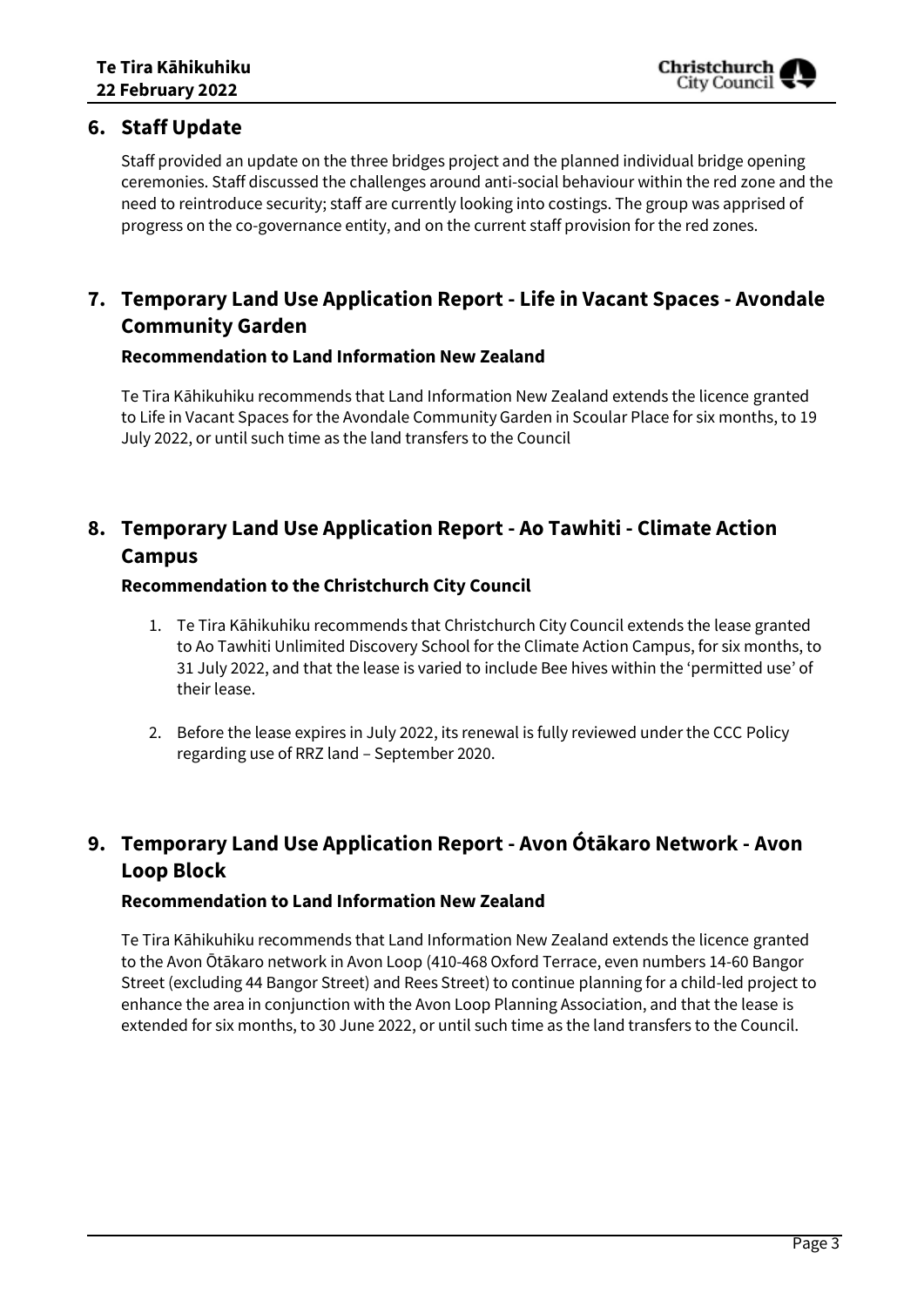## 6. Staff Update

Staff provided an update on the three bridges project and the planned individual bridge opening ceremonies. Staff discussed the challenges around anti-social behaviour within the red zone and the need to reintroduce security; staff are currently looking into costings. The group was apprised of progress on the co-governance entity, and on the current staff provision for the red zones.

## 7. Temporary Land Use Application Report - Life in Vacant Spaces - Avondale Community Garden

### Recommendation to Land Information New Zealand

Te Tira Kāhikuhiku recommends that Land Information New Zealand extends the licence granted to Life in Vacant Spaces for the Avondale Community Garden in Scoular Place for six months, to 19 July 2022, or until such time as the land transfers to the Council

## 8. Temporary Land Use Application Report - Ao Tawhiti - Climate Action Campus

### Recommendation to the Christchurch City Council

1. Te Tira Kāhikuhiku recommends that Christchurch City Council extends the lease granted to Ao Tawhiti Unlimited Discovery School for the Climate Action Campus, for six months, to 31 July 2022, and that the lease is varied to include Bee hives within the 'permitted use' of their lease.

2. Before the lease expires in July 2022, its renewal is fully reviewed under the CCC Policy regarding use of RRZ land – September 2020.

## 9. Temporary Land Use Application Report - Avon Ótākaro Network - Avon Loop Block

### Recommendation to Land Information New Zealand

Te Tira Kāhikuhiku recommends that Land Information New Zealand extends the licence granted to the Avon Ōtākaro network in Avon Loop (410-468 Oxford Terrace, even numbers 14-60 Bangor Street (excluding 44 Bangor Street) and Rees Street) to continue planning for a child-led project to enhance the area in conjunction with the Avon Loop Planning Association, and that the lease is extended for six months, to 30 June 2022, or until such time as the land transfers to the Council.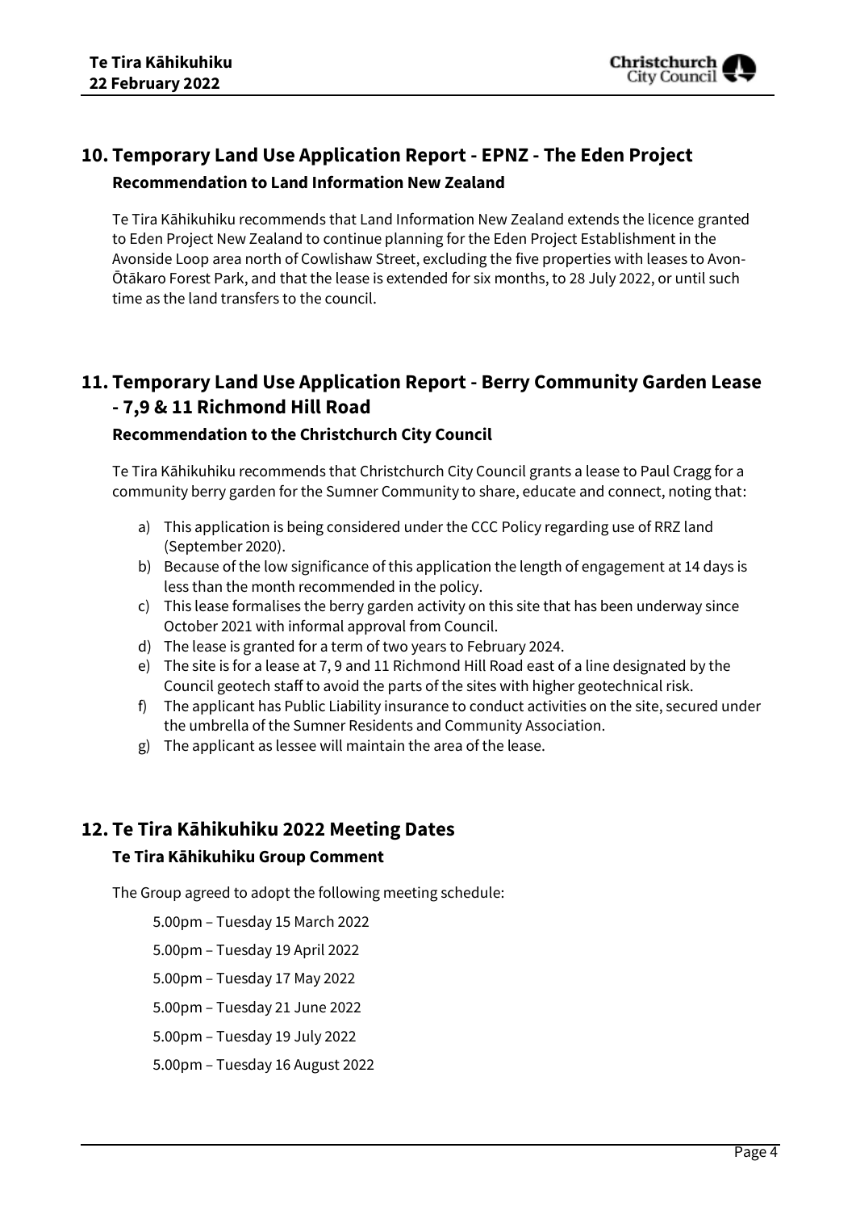## 10. Temporary Land Use Application Report - EPNZ - The Eden Project

### Recommendation to Land Information New Zealand

Te Tira Kāhikuhiku recommends that Land Information New Zealand extends the licence granted to Eden Project New Zealand to continue planning for the Eden Project Establishment in the Avonside Loop area north of Cowlishaw Street, excluding the five properties with leases to Avon-Ōtākaro Forest Park, and that the lease is extended for six months, to 28 July 2022, or until such time as the land transfers to the council.

## 11. Temporary Land Use Application Report - Berry Community Garden Lease - 7,9 & 11 Richmond Hill Road

### Recommendation to the Christchurch City Council

Te Tira Kāhikuhiku recommends that Christchurch City Council grants a lease to Paul Cragg for a community berry garden for the Sumner Community to share, educate and connect, noting that:

a) This application is being considered under the CCC Policy regarding use of RRZ land (September 2020).
b) Because of the low significance of this application the length of engagement at 14 days is less than the month recommended in the policy.
c) This lease formalises the berry garden activity on this site that has been underway since October 2021 with informal approval from Council.
d) The lease is granted for a term of two years to February 2024.
e) The site is for a lease at 7, 9 and 11 Richmond Hill Road east of a line designated by the Council geotech staff to avoid the parts of the sites with higher geotechnical risk.
f) The applicant has Public Liability insurance to conduct activities on the site, secured under the umbrella of the Sumner Residents and Community Association.
g) The applicant as lessee will maintain the area of the lease.

## 12. Te Tira Kāhikuhiku 2022 Meeting Dates

### Te Tira Kāhikuhiku Group Comment

The Group agreed to adopt the following meeting schedule:

5.00pm – Tuesday 15 March 2022

5.00pm – Tuesday 19 April 2022

5.00pm – Tuesday 17 May 2022

5.00pm – Tuesday 21 June 2022

5.00pm – Tuesday 19 July 2022

5.00pm – Tuesday 16 August 2022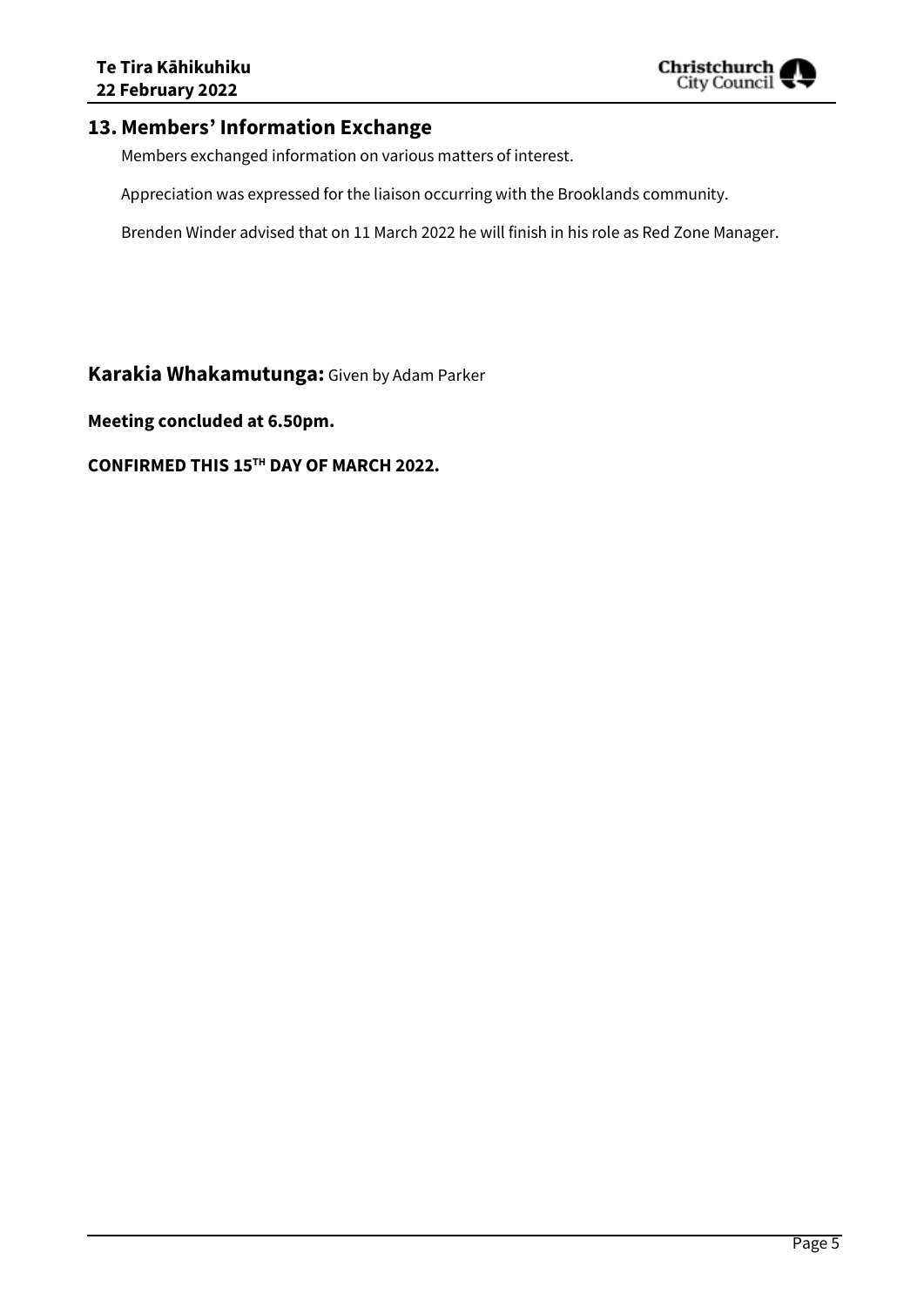## 13. Members' Information Exchange

Members exchanged information on various matters of interest.

Appreciation was expressed for the liaison occurring with the Brooklands community.

Brenden Winder advised that on 11 March 2022 he will finish in his role as Red Zone Manager.

**Karakia Whakamutunga:** Given by Adam Parker

**Meeting concluded at 6.50pm.**

**CONFIRMED THIS 15TH DAY OF MARCH 2022.**